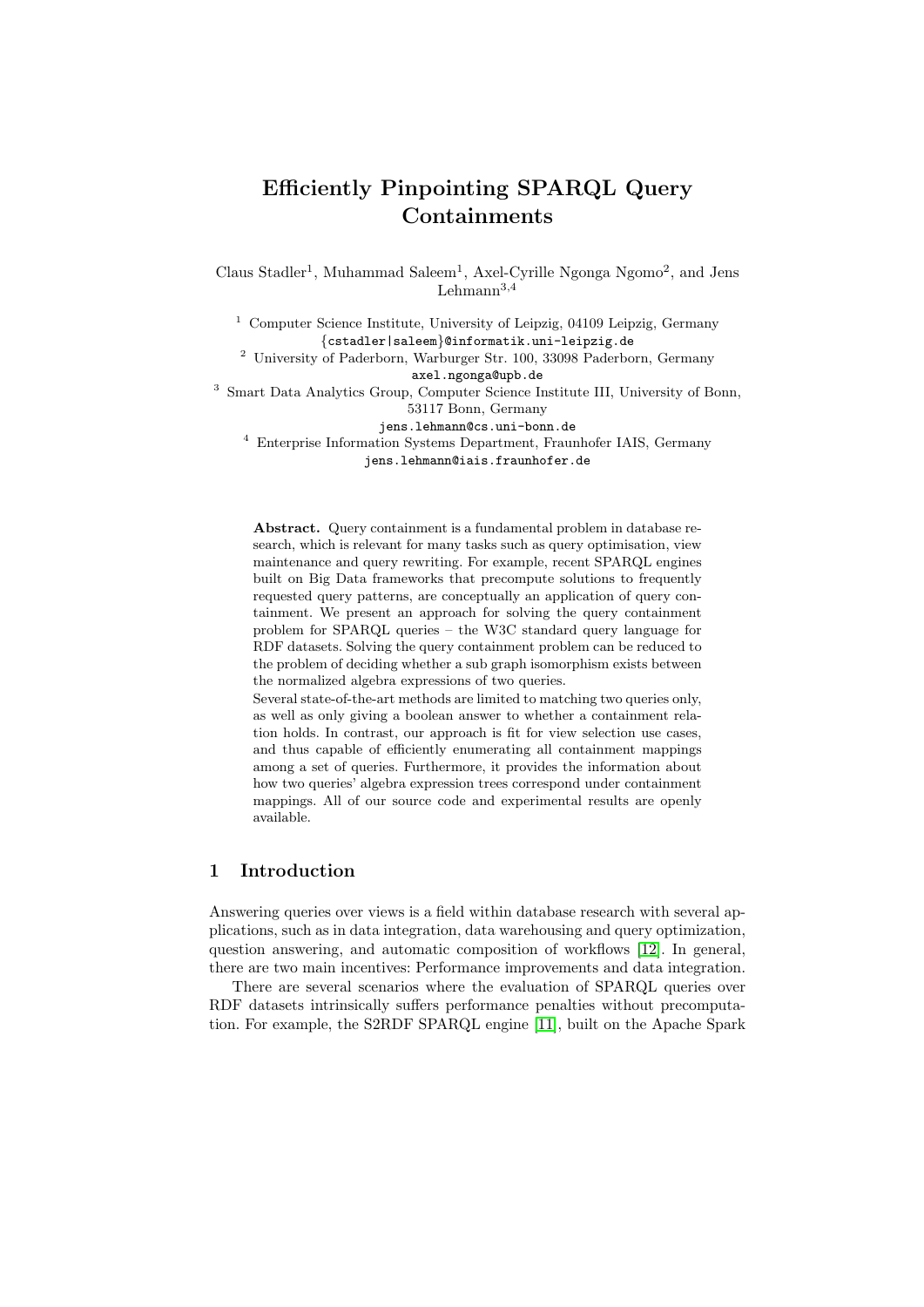# Efficiently Pinpointing SPARQL Query Containments

Claus Stadler[1], Muhammad Saleem[1], Axel-Cyrille Ngonga Ngomo[2], and Jens Lehmann[3,4]

[1] Computer Science Institute, University of Leipzig, 04109 Leipzig, Germany
{cstadler|saleem}@informatik.uni-leipzig.de

[2] University of Paderborn, Warburger Str. 100, 33098 Paderborn, Germany
axel.ngonga@upb.de

[3] Smart Data Analytics Group, Computer Science Institute III, University of Bonn, 53117 Bonn, Germany
jens.lehmann@cs.uni-bonn.de

[4] Enterprise Information Systems Department, Fraunhofer IAIS, Germany
jens.lehmann@iais.fraunhofer.de

**Abstract.** Query containment is a fundamental problem in database research, which is relevant for many tasks such as query optimisation, view maintenance and query rewriting. For example, recent SPARQL engines built on Big Data frameworks that precompute solutions to frequently requested query patterns, are conceptually an application of query containment. We present an approach for solving the query containment problem for SPARQL queries – the W3C standard query language for RDF datasets. Solving the query containment problem can be reduced to the problem of deciding whether a sub graph isomorphism exists between the normalized algebra expressions of two queries.

Several state-of-the-art methods are limited to matching two queries only, as well as only giving a boolean answer to whether a containment relation holds. In contrast, our approach is fit for view selection use cases, and thus capable of efficiently enumerating all containment mappings among a set of queries. Furthermore, it provides the information about how two queries' algebra expression trees correspond under containment mappings. All of our source code and experimental results are openly available.

## 1 Introduction

Answering queries over views is a field within database research with several applications, such as in data integration, data warehousing and query optimization, question answering, and automatic composition of workflows [12]. In general, there are two main incentives: Performance improvements and data integration.

There are several scenarios where the evaluation of SPARQL queries over RDF datasets intrinsically suffers performance penalties without precomputation. For example, the S2RDF SPARQL engine [11], built on the Apache Spark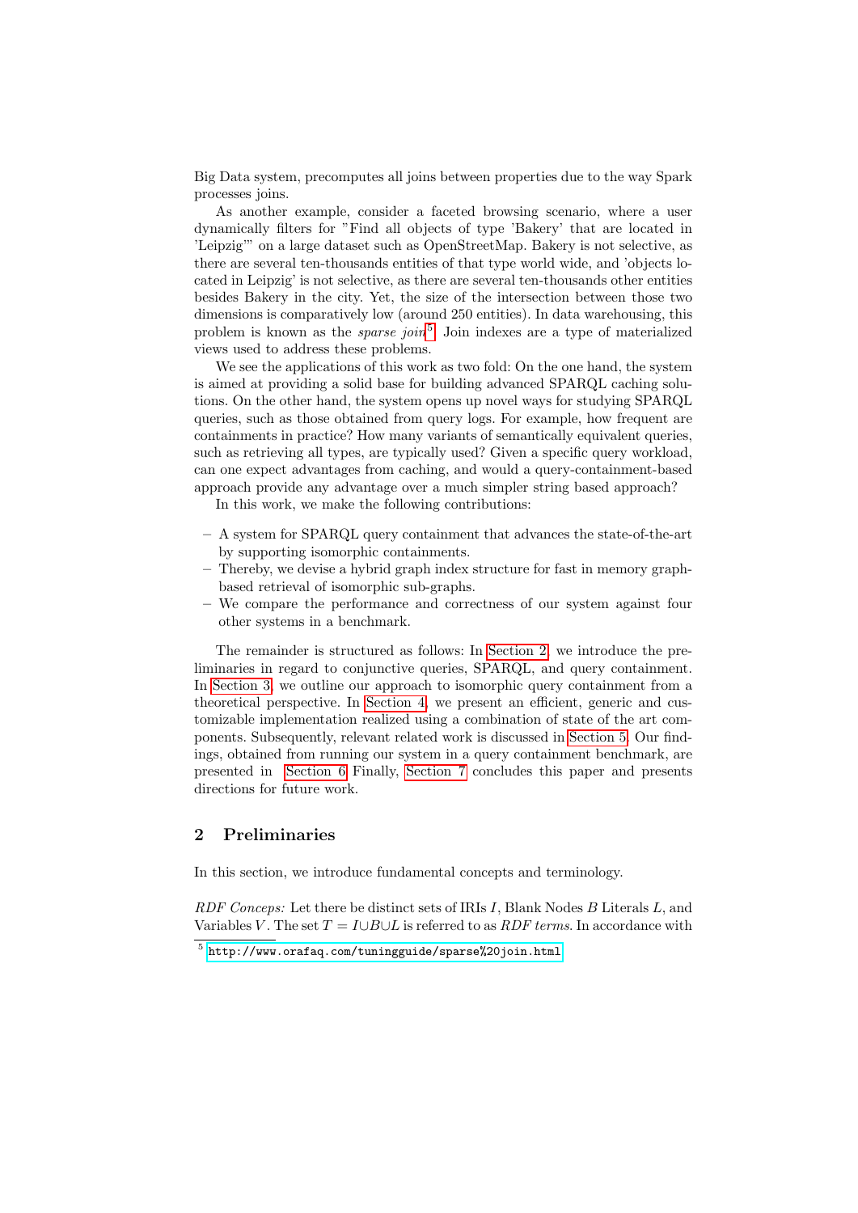Big Data system, precomputes all joins between properties due to the way Spark processes joins.

As another example, consider a faceted browsing scenario, where a user dynamically filters for "Find all objects of type 'Bakery' that are located in 'Leipzig'" on a large dataset such as OpenStreetMap. Bakery is not selective, as there are several ten-thousands entities of that type world wide, and 'objects located in Leipzig' is not selective, as there are several ten-thousands other entities besides Bakery in the city. Yet, the size of the intersection between those two dimensions is comparatively low (around 250 entities). In data warehousing, this problem is known as the *sparse join*[5]. Join indexes are a type of materialized views used to address these problems.

We see the applications of this work as two fold: On the one hand, the system is aimed at providing a solid base for building advanced SPARQL caching solutions. On the other hand, the system opens up novel ways for studying SPARQL queries, such as those obtained from query logs. For example, how frequent are containments in practice? How many variants of semantically equivalent queries, such as retrieving all types, are typically used? Given a specific query workload, can one expect advantages from caching, and would a query-containment-based approach provide any advantage over a much simpler string based approach?

In this work, we make the following contributions:

- A system for SPARQL query containment that advances the state-of-the-art by supporting isomorphic containments.
- Thereby, we devise a hybrid graph index structure for fast in memory graph-based retrieval of isomorphic sub-graphs.
- We compare the performance and correctness of our system against four other systems in a benchmark.

The remainder is structured as follows: In Section 2, we introduce the preliminaries in regard to conjunctive queries, SPARQL, and query containment. In Section 3, we outline our approach to isomorphic query containment from a theoretical perspective. In Section 4, we present an efficient, generic and customizable implementation realized using a combination of state of the art components. Subsequently, relevant related work is discussed in Section 5. Our findings, obtained from running our system in a query containment benchmark, are presented in Section 6. Finally, Section 7 concludes this paper and presents directions for future work.

## 2 Preliminaries

In this section, we introduce fundamental concepts and terminology.

*RDF Conceps:* Let there be distinct sets of IRIs $I$, Blank Nodes $B$ Literals $L$, and Variables $V$. The set $T = I \cup B \cup L$ is referred to as *RDF terms*. In accordance with

[5] http://www.orafaq.com/tuningguide/sparse%20join.html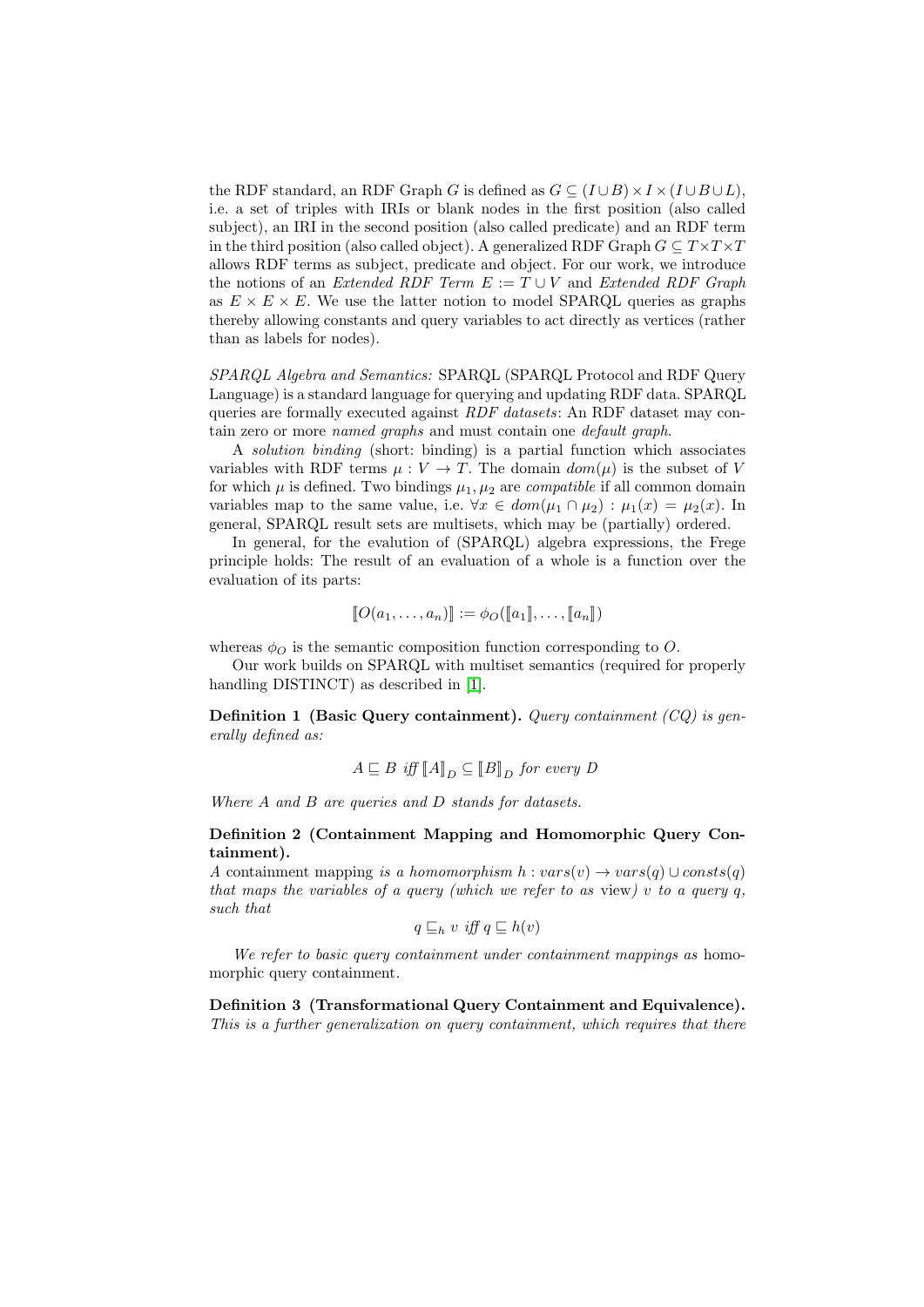the RDF standard, an RDF Graph $G$ is defined as $G \subseteq (I \cup B) \times I \times (I \cup B \cup L)$, i.e. a set of triples with IRIs or blank nodes in the first position (also called subject), an IRI in the second position (also called predicate) and an RDF term in the third position (also called object). A generalized RDF Graph $G \subseteq T \times T \times T$ allows RDF terms as subject, predicate and object. For our work, we introduce the notions of an *Extended RDF Term* $E := T \cup V$ and *Extended RDF Graph* as $E \times E \times E$. We use the latter notion to model SPARQL queries as graphs thereby allowing constants and query variables to act directly as vertices (rather than as labels for nodes).

*SPARQL Algebra and Semantics:* SPARQL (SPARQL Protocol and RDF Query Language) is a standard language for querying and updating RDF data. SPARQL queries are formally executed against *RDF datasets*: An RDF dataset may contain zero or more *named graphs* and must contain one *default graph*.

A *solution binding* (short: binding) is a partial function which associates variables with RDF terms $\mu : V \to T$. The domain $dom(\mu)$ is the subset of $V$ for which $\mu$ is defined. Two bindings $\mu_1, \mu_2$ are *compatible* if all common domain variables map to the same value, i.e. $\forall x \in dom(\mu_1 \cap \mu_2) : \mu_1(x) = \mu_2(x)$. In general, SPARQL result sets are multisets, which may be (partially) ordered.

In general, for the evalution of (SPARQL) algebra expressions, the Frege principle holds: The result of an evaluation of a whole is a function over the evaluation of its parts:

$$[\![O(a_1, \ldots, a_n)]\!] := \phi_O([\![a_1]\!], \ldots, [\![a_n]\!])$$

whereas $\phi_O$ is the semantic composition function corresponding to $O$.

Our work builds on SPARQL with multiset semantics (required for properly handling DISTINCT) as described in [1].

**Definition 1 (Basic Query containment).** *Query containment (CQ) is generally defined as:*

$$A \sqsubseteq B \text{ iff } [\![A]\!]_D \subseteq [\![B]\!]_D \text{ for every } D$$

*Where A and B are queries and D stands for datasets.*

**Definition 2 (Containment Mapping and Homomorphic Query Containment).**
*A* containment mapping *is a homomorphism* $h : vars(v) \to vars(q) \cup consts(q)$ *that maps the variables of a query (which we refer to as* view*)* $v$ *to a query* $q$*, such that*

$$q \sqsubseteq_h v \text{ iff } q \sqsubseteq h(v)$$

*We refer to basic query containment under containment mappings as* homomorphic query containment*.*

**Definition 3 (Transformational Query Containment and Equivalence).** *This is a further generalization on query containment, which requires that there*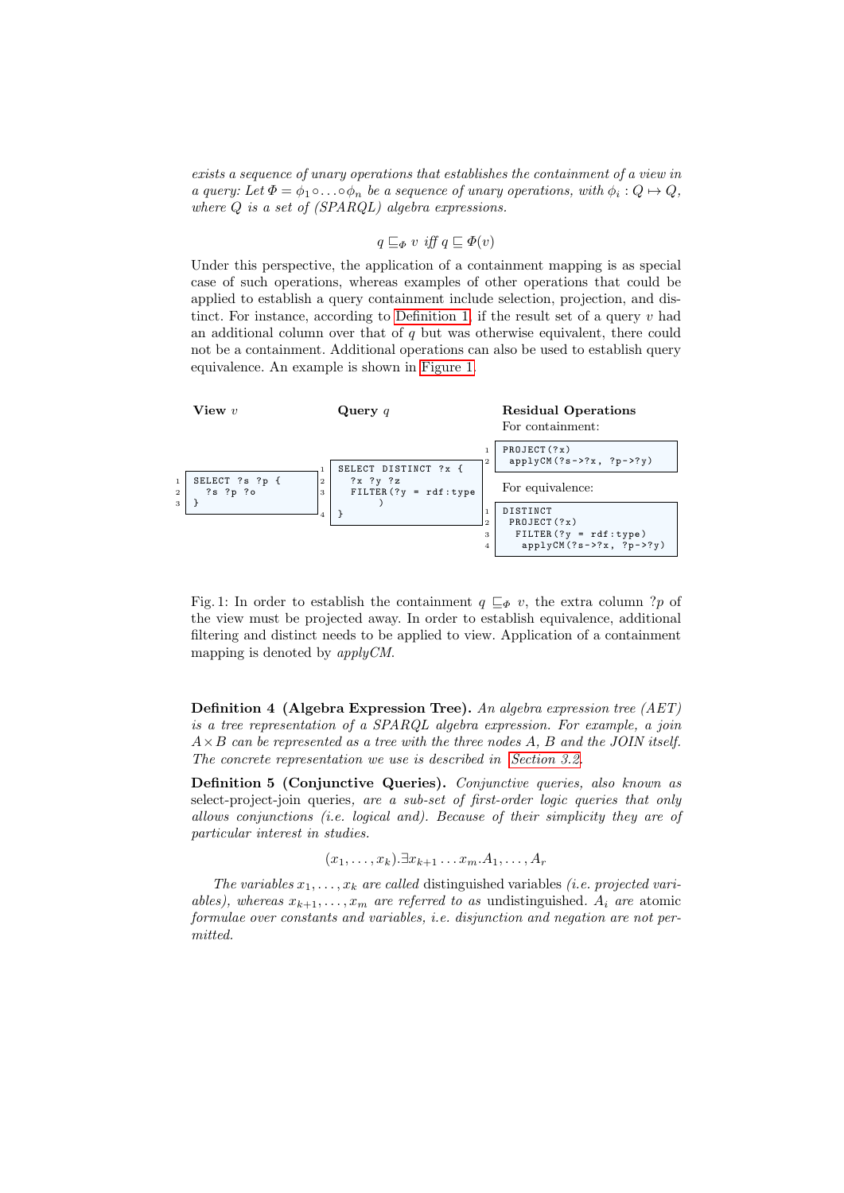*exists a sequence of unary operations that establishes the containment of a view in a query: Let $\Phi = \phi_1 \circ \ldots \circ \phi_n$ be a sequence of unary operations, with $\phi_i : Q \mapsto Q$, where $Q$ is a set of (SPARQL) algebra expressions.*

$$q \sqsubseteq_\Phi v \text{ iff } q \sqsubseteq \Phi(v)$$

Under this perspective, the application of a containment mapping is as special case of such operations, whereas examples of other operations that could be applied to establish a query containment include selection, projection, and distinct. For instance, according to Definition 1, if the result set of a query $v$ had an additional column over that of $q$ but was otherwise equivalent, there could not be a containment. Additional operations can also be used to establish query equivalence. An example is shown in Figure 1.

**View $v$**

```
SELECT ?s ?p {
  ?s ?p ?o
}
```

**Query $q$**

```
SELECT DISTINCT ?x {
  ?x ?y ?z
  FILTER(?y = rdf:type
    )
}
```

**Residual Operations**

For containment:

```
PROJECT(?x)
 applyCM(?s->?x, ?p->?y)
```

For equivalence:

```
DISTINCT
 PROJECT(?x)
  FILTER(?y = rdf:type)
   applyCM(?s->?x, ?p->?y)
```

Fig. 1: In order to establish the containment $q \sqsubseteq_\Phi v$, the extra column $?p$ of the view must be projected away. In order to establish equivalence, additional filtering and distinct needs to be applied to view. Application of a containment mapping is denoted by *applyCM*.

**Definition 4 (Algebra Expression Tree).** *An algebra expression tree (AET) is a tree representation of a SPARQL algebra expression. For example, a join $A \times B$ can be represented as a tree with the three nodes A, B and the JOIN itself. The concrete representation we use is described in Section 3.2.*

**Definition 5 (Conjunctive Queries).** *Conjunctive queries, also known as* select-project-join queries, *are a sub-set of first-order logic queries that only allows conjunctions (i.e. logical and). Because of their simplicity they are of particular interest in studies.*

$$(x_1, \ldots, x_k).\exists x_{k+1} \ldots x_m.A_1, \ldots, A_r$$

*The variables $x_1, \ldots, x_k$ are called* distinguished variables *(i.e. projected variables), whereas $x_{k+1}, \ldots, x_m$ are referred to as* undistinguished. *$A_i$ are atomic formulae over constants and variables, i.e. disjunction and negation are not permitted.*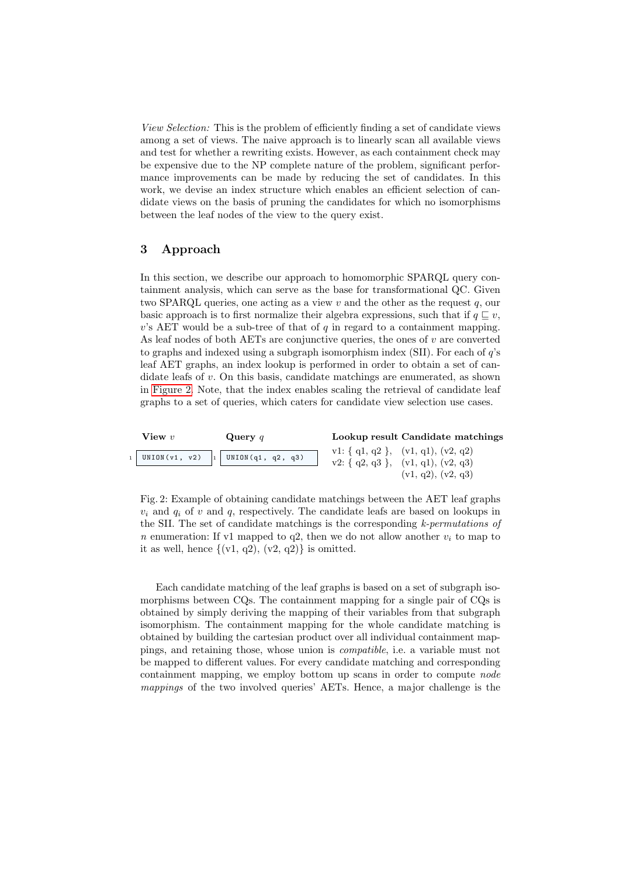*View Selection:* This is the problem of efficiently finding a set of candidate views among a set of views. The naive approach is to linearly scan all available views and test for whether a rewriting exists. However, as each containment check may be expensive due to the NP complete nature of the problem, significant performance improvements can be made by reducing the set of candidates. In this work, we devise an index structure which enables an efficient selection of candidate views on the basis of pruning the candidates for which no isomorphisms between the leaf nodes of the view to the query exist.

## 3 Approach

In this section, we describe our approach to homomorphic SPARQL query containment analysis, which can serve as the base for transformational QC. Given two SPARQL queries, one acting as a view $v$ and the other as the request $q$, our basic approach is to first normalize their algebra expressions, such that if $q \sqsubseteq v$, $v$'s AET would be a sub-tree of that of $q$ in regard to a containment mapping. As leaf nodes of both AETs are conjunctive queries, the ones of $v$ are converted to graphs and indexed using a subgraph isomorphism index (SII). For each of $q$'s leaf AET graphs, an index lookup is performed in order to obtain a set of candidate leafs of $v$. On this basis, candidate matchings are enumerated, as shown in Figure 2. Note, that the index enables scaling the retrieval of candidate leaf graphs to a set of queries, which caters for candidate view selection use cases.

| View $v$ | Query $q$ | Lookup result | Candidate matchings |
|---|---|---|---|
| `UNION(v1, v2)` | `UNION(q1, q2, q3)` | v1: { q1, q2 }, | (v1, q1), (v2, q2) |
| | | v2: { q2, q3 }, | (v1, q1), (v2, q3) |
| | | | (v1, q2), (v2, q3) |

Fig. 2: Example of obtaining candidate matchings between the AET leaf graphs $v_i$ and $q_i$ of $v$ and $q$, respectively. The candidate leafs are based on lookups in the SII. The set of candidate matchings is the corresponding *k-permutations of n* enumeration: If v1 mapped to q2, then we do not allow another $v_i$ to map to it as well, hence {(v1, q2), (v2, q2)} is omitted.

Each candidate matching of the leaf graphs is based on a set of subgraph isomorphisms between CQs. The containment mapping for a single pair of CQs is obtained by simply deriving the mapping of their variables from that subgraph isomorphism. The containment mapping for the whole candidate matching is obtained by building the cartesian product over all individual containment mappings, and retaining those, whose union is *compatible*, i.e. a variable must not be mapped to different values. For every candidate matching and corresponding containment mapping, we employ bottom up scans in order to compute *node mappings* of the two involved queries' AETs. Hence, a major challenge is the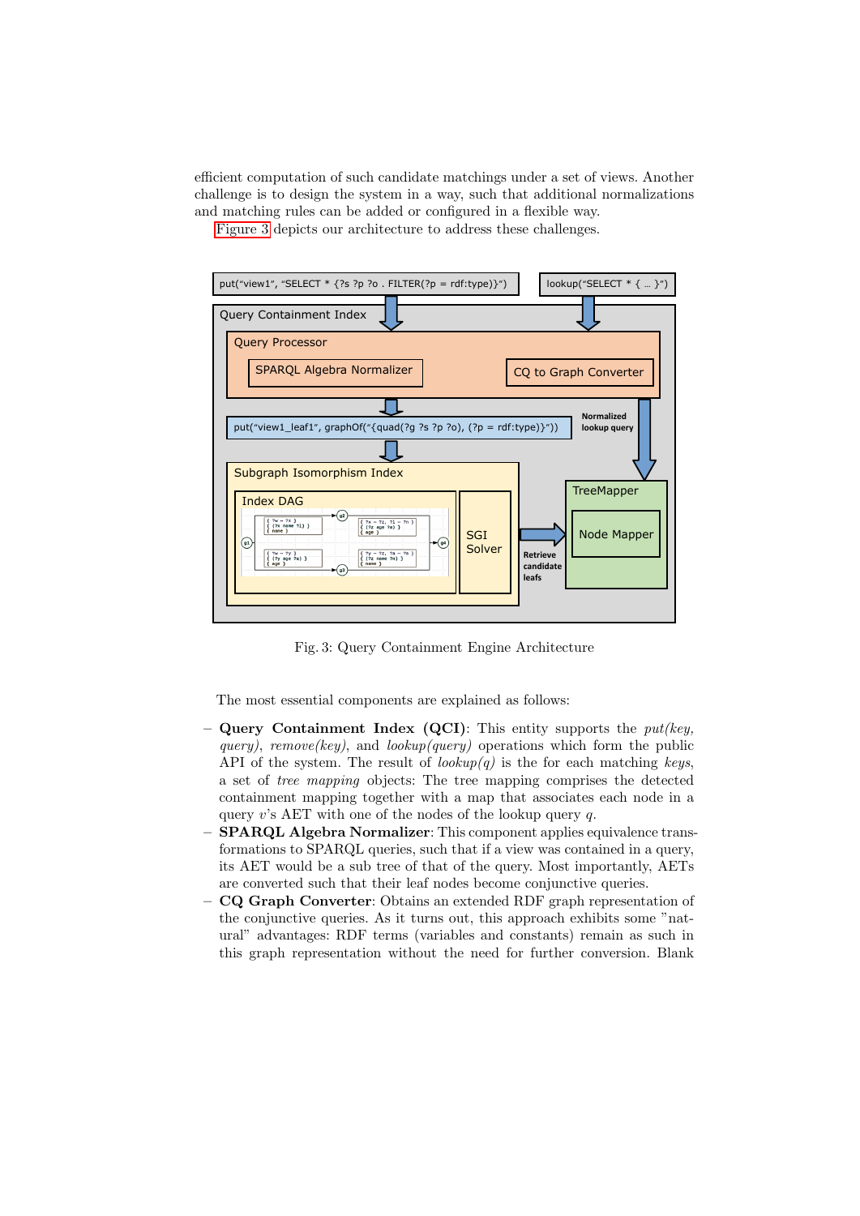efficient computation of such candidate matchings under a set of views. Another challenge is to design the system in a way, such that additional normalizations and matching rules can be added or configured in a flexible way.

Figure 3 depicts our architecture to address these challenges.

Fig. 3: Query Containment Engine Architecture

The most essential components are explained as follows:

- **Query Containment Index (QCI)**: This entity supports the *put(key, query)*, *remove(key)*, and *lookup(query)* operations which form the public API of the system. The result of *lookup(q)* is the for each matching *keys*, a set of *tree mapping* objects: The tree mapping comprises the detected containment mapping together with a map that associates each node in a query $v$'s AET with one of the nodes of the lookup query $q$.
- **SPARQL Algebra Normalizer**: This component applies equivalence transformations to SPARQL queries, such that if a view was contained in a query, its AET would be a sub tree of that of the query. Most importantly, AETs are converted such that their leaf nodes become conjunctive queries.
- **CQ Graph Converter**: Obtains an extended RDF graph representation of the conjunctive queries. As it turns out, this approach exhibits some "natural" advantages: RDF terms (variables and constants) remain as such in this graph representation without the need for further conversion. Blank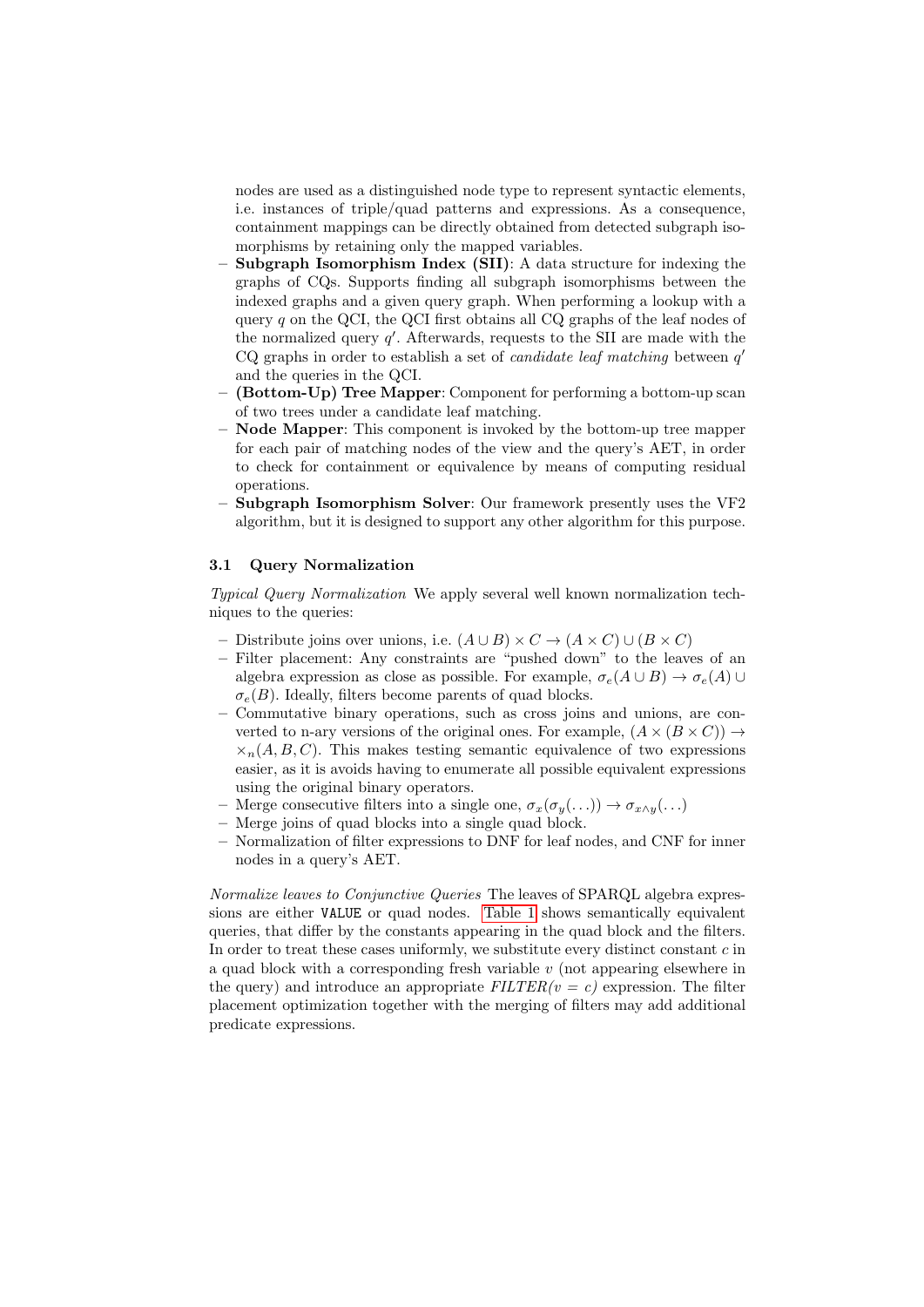nodes are used as a distinguished node type to represent syntactic elements, i.e. instances of triple/quad patterns and expressions. As a consequence, containment mappings can be directly obtained from detected subgraph isomorphisms by retaining only the mapped variables.

- **Subgraph Isomorphism Index (SII)**: A data structure for indexing the graphs of CQs. Supports finding all subgraph isomorphisms between the indexed graphs and a given query graph. When performing a lookup with a query $q$ on the QCI, the QCI first obtains all CQ graphs of the leaf nodes of the normalized query $q'$. Afterwards, requests to the SII are made with the CQ graphs in order to establish a set of *candidate leaf matching* between $q'$ and the queries in the QCI.
- **(Bottom-Up) Tree Mapper**: Component for performing a bottom-up scan of two trees under a candidate leaf matching.
- **Node Mapper**: This component is invoked by the bottom-up tree mapper for each pair of matching nodes of the view and the query's AET, in order to check for containment or equivalence by means of computing residual operations.
- **Subgraph Isomorphism Solver**: Our framework presently uses the VF2 algorithm, but it is designed to support any other algorithm for this purpose.

### 3.1 Query Normalization

*Typical Query Normalization* We apply several well known normalization techniques to the queries:

- Distribute joins over unions, i.e. $(A \cup B) \times C \rightarrow (A \times C) \cup (B \times C)$
- Filter placement: Any constraints are "pushed down" to the leaves of an algebra expression as close as possible. For example, $\sigma_e(A \cup B) \rightarrow \sigma_e(A) \cup \sigma_e(B)$. Ideally, filters become parents of quad blocks.
- Commutative binary operations, such as cross joins and unions, are converted to n-ary versions of the original ones. For example, $(A \times (B \times C)) \rightarrow \times_n(A, B, C)$. This makes testing semantic equivalence of two expressions easier, as it is avoids having to enumerate all possible equivalent expressions using the original binary operators.
- Merge consecutive filters into a single one, $\sigma_x(\sigma_y(\ldots)) \rightarrow \sigma_{x \wedge y}(\ldots)$
- Merge joins of quad blocks into a single quad block.
- Normalization of filter expressions to DNF for leaf nodes, and CNF for inner nodes in a query's AET.

*Normalize leaves to Conjunctive Queries* The leaves of SPARQL algebra expressions are either `VALUE` or quad nodes. Table 1 shows semantically equivalent queries, that differ by the constants appearing in the quad block and the filters. In order to treat these cases uniformly, we substitute every distinct constant $c$ in a quad block with a corresponding fresh variable $v$ (not appearing elsewhere in the query) and introduce an appropriate *FILTER($v$ = $c$)* expression. The filter placement optimization together with the merging of filters may add additional predicate expressions.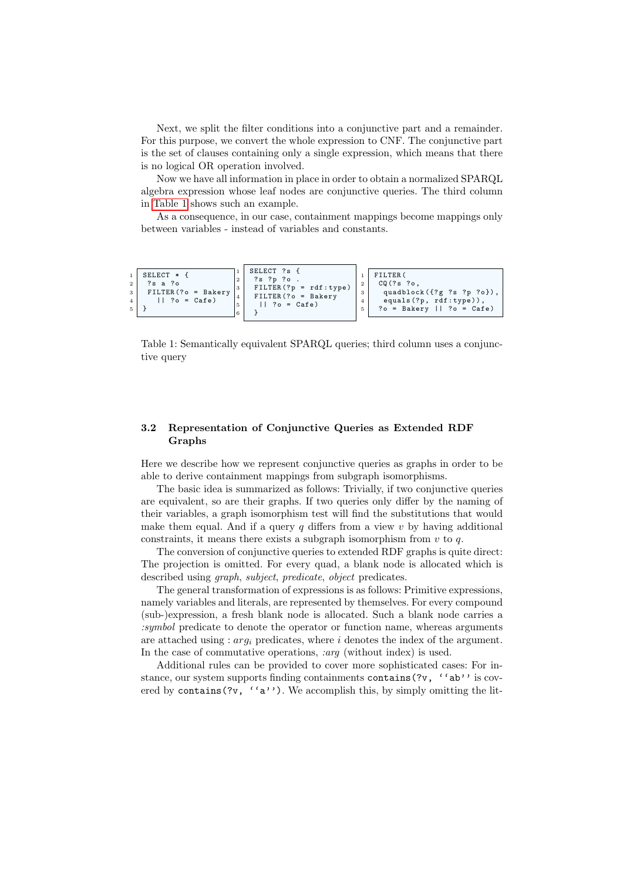Next, we split the filter conditions into a conjunctive part and a remainder. For this purpose, we convert the whole expression to CNF. The conjunctive part is the set of clauses containing only a single expression, which means that there is no logical OR operation involved.

Now we have all information in place in order to obtain a normalized SPARQL algebra expression whose leaf nodes are conjunctive queries. The third column in Table 1 shows such an example.

As a consequence, in our case, containment mappings become mappings only between variables - instead of variables and constants.

```
1 SELECT * {
2   ?s a ?o
3   FILTER(?o = Bakery
4     || ?o = Cafe)
5 }
```

```
1 SELECT ?s {
2   ?s ?p ?o .
3   FILTER(?p = rdf:type)
4   FILTER(?o = Bakery
5     || ?o = Cafe)
6 }
```

```
1 FILTER(
2   CQ(?s ?o,
3     quadblock({?g ?s ?p ?o}),
4     equals(?p, rdf:type)),
5   ?o = Bakery || ?o = Cafe)
```

Table 1: Semantically equivalent SPARQL queries; third column uses a conjunctive query

### 3.2 Representation of Conjunctive Queries as Extended RDF Graphs

Here we describe how we represent conjunctive queries as graphs in order to be able to derive containment mappings from subgraph isomorphisms.

The basic idea is summarized as follows: Trivially, if two conjunctive queries are equivalent, so are their graphs. If two queries only differ by the naming of their variables, a graph isomorphism test will find the substitutions that would make them equal. And if a query $q$ differs from a view $v$ by having additional constraints, it means there exists a subgraph isomorphism from $v$ to $q$.

The conversion of conjunctive queries to extended RDF graphs is quite direct: The projection is omitted. For every quad, a blank node is allocated which is described using *graph*, *subject*, *predicate*, *object* predicates.

The general transformation of expressions is as follows: Primitive expressions, namely variables and literals, are represented by themselves. For every compound (sub-)expression, a fresh blank node is allocated. Such a blank node carries a *:symbol* predicate to denote the operator or function name, whereas arguments are attached using $:arg_i$ predicates, where $i$ denotes the index of the argument. In the case of commutative operations, *:arg* (without index) is used.

Additional rules can be provided to cover more sophisticated cases: For instance, our system supports finding containments `contains(?v, ''ab''` is covered by `contains(?v, ''a'')`. We accomplish this, by simply omitting the lit-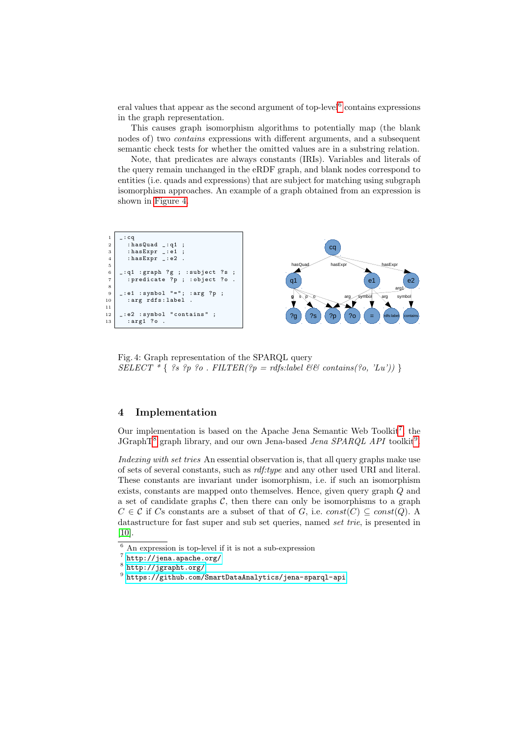eral values that appear as the second argument of top-level[6] contains expressions in the graph representation.

This causes graph isomorphism algorithms to potentially map (the blank nodes of) two *contains* expressions with different arguments, and a subsequent semantic check tests for whether the omitted values are in a substring relation.

Note, that predicates are always constants (IRIs). Variables and literals of the query remain unchanged in the eRDF graph, and blank nodes correspond to entities (i.e. quads and expressions) that are subject for matching using subgraph isomorphism approaches. An example of a graph obtained from an expression is shown in Figure 4.

```
_:cq
  :hasQuad _:q1 ;
  :hasExpr _:e1 ;
  :hasExpr _:e2 .

_:q1 :graph ?g ; :subject ?s ;
  :predicate ?p ; :object ?o .

_:e1 :symbol "="; :arg ?p ;
  :arg rdfs:label .

_:e2 :symbol "contains" ;
  :arg1 ?o .
```

Fig. 4: Graph representation of the SPARQL query
*SELECT \* { ?s ?p ?o . FILTER(?p = rdfs:label && contains(?o, 'Lu')) }*

## 4 Implementation

Our implementation is based on the Apache Jena Semantic Web Toolkit[7], the JGraphT[8] graph library, and our own Jena-based *Jena SPARQL API* toolkit[9].

*Indexing with set tries* An essential observation is, that all query graphs make use of sets of several constants, such as *rdf:type* and any other used URI and literal. These constants are invariant under isomorphism, i.e. if such an isomorphism exists, constants are mapped onto themselves. Hence, given query graph $Q$ and a set of candidate graphs $\mathcal{C}$, then there can only be isomorphisms to a graph $C \in \mathcal{C}$ if $C$s constants are a subset of that of $G$, i.e. $const(C) \subseteq const(Q)$. A datastructure for fast super and sub set queries, named *set trie*, is presented in [10].

[6] An expression is top-level if it is not a sub-expression

[7] http://jena.apache.org/

[8] http://jgrapht.org/

[9] https://github.com/SmartDataAnalytics/jena-sparql-api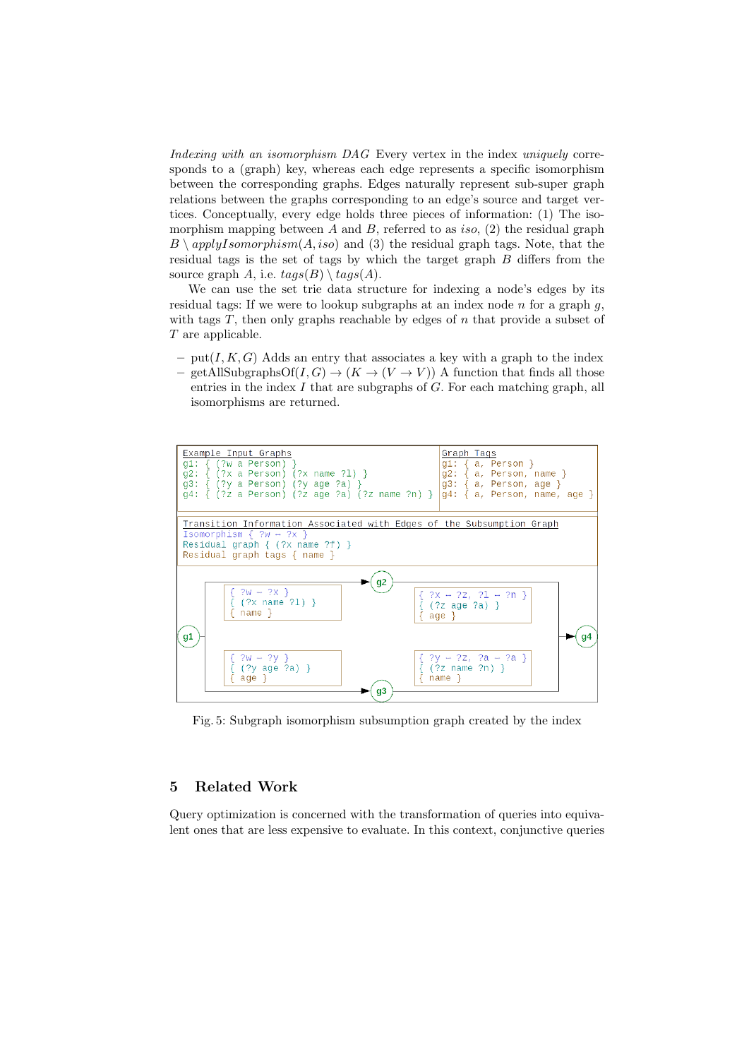*Indexing with an isomorphism DAG* Every vertex in the index *uniquely* corresponds to a (graph) key, whereas each edge represents a specific isomorphism between the corresponding graphs. Edges naturally represent sub-super graph relations between the graphs corresponding to an edge's source and target vertices. Conceptually, every edge holds three pieces of information: (1) The isomorphism mapping between $A$ and $B$, referred to as $iso$, (2) the residual graph $B \setminus applyIsomorphism(A, iso)$ and (3) the residual graph tags. Note, that the residual tags is the set of tags by which the target graph $B$ differs from the source graph $A$, i.e. $tags(B) \setminus tags(A)$.

We can use the set trie data structure for indexing a node's edges by its residual tags: If we were to lookup subgraphs at an index node $n$ for a graph $g$, with tags $T$, then only graphs reachable by edges of $n$ that provide a subset of $T$ are applicable.

- put$(I, K, G)$ Adds an entry that associates a key with a graph to the index
- getAllSubgraphsOf$(I, G) \rightarrow (K \rightarrow (V \rightarrow V))$ A function that finds all those entries in the index $I$ that are subgraphs of $G$. For each matching graph, all isomorphisms are returned.

```
Example Input Graphs
g1: { (?w a Person) }
g2: { (?x a Person) (?x name ?l) }
g3: { (?y a Person) (?y age ?a) }
g4: { (?z a Person) (?z age ?a) (?z name ?n) }

Graph Tags
g1: { a, Person }
g2: { a, Person, name }
g3: { a, Person, age }
g4: { a, Person, name, age }

Transition Information Associated with Edges of the Subsumption Graph
Isomorphism { ?w → ?x }
Residual graph { (?x name ?f) }
Residual graph tags { name }

g1 → g2: { ?w → ?x } { (?x name ?l) } { name }
g1 → g3: { ?w → ?y } { (?y age ?a) } { age }
g2 → g4: { ?x → ?z, ?l → ?n } { (?z age ?a) } { age }
g3 → g4: { ?y → ?z, ?a → ?a } { (?z name ?n) } { name }
```

Fig. 5: Subgraph isomorphism subsumption graph created by the index

## 5 Related Work

Query optimization is concerned with the transformation of queries into equivalent ones that are less expensive to evaluate. In this context, conjunctive queries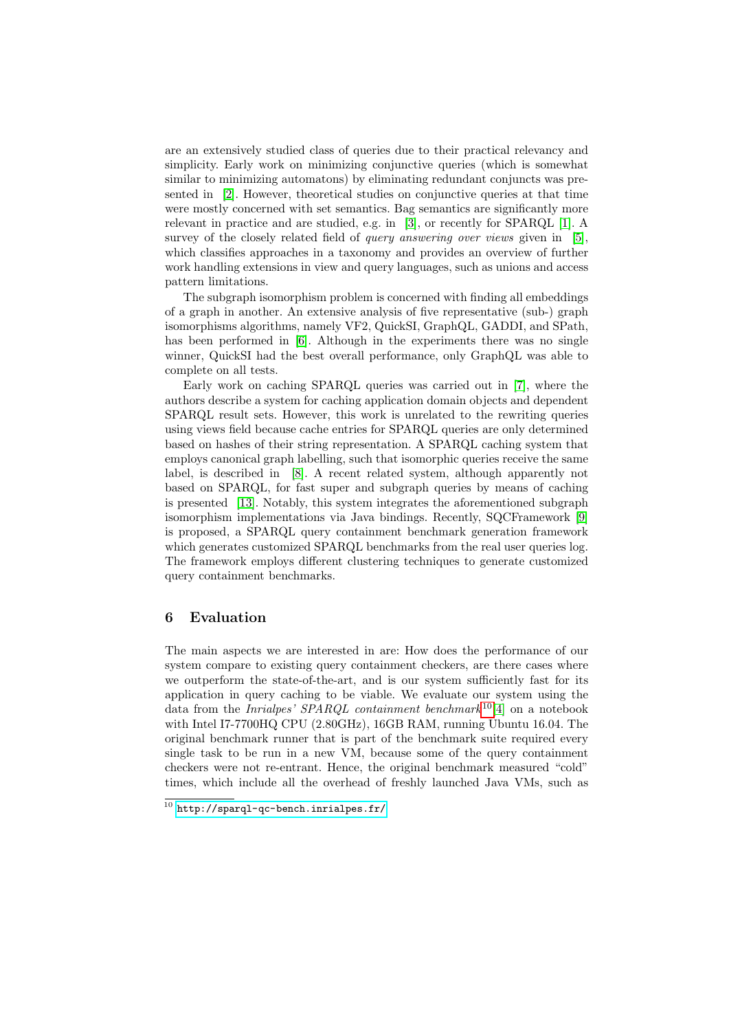are an extensively studied class of queries due to their practical relevancy and simplicity. Early work on minimizing conjunctive queries (which is somewhat similar to minimizing automatons) by eliminating redundant conjuncts was presented in [2]. However, theoretical studies on conjunctive queries at that time were mostly concerned with set semantics. Bag semantics are significantly more relevant in practice and are studied, e.g. in [3], or recently for SPARQL [1]. A survey of the closely related field of *query answering over views* given in [5], which classifies approaches in a taxonomy and provides an overview of further work handling extensions in view and query languages, such as unions and access pattern limitations.

The subgraph isomorphism problem is concerned with finding all embeddings of a graph in another. An extensive analysis of five representative (sub-) graph isomorphisms algorithms, namely VF2, QuickSI, GraphQL, GADDI, and SPath, has been performed in [6]. Although in the experiments there was no single winner, QuickSI had the best overall performance, only GraphQL was able to complete on all tests.

Early work on caching SPARQL queries was carried out in [7], where the authors describe a system for caching application domain objects and dependent SPARQL result sets. However, this work is unrelated to the rewriting queries using views field because cache entries for SPARQL queries are only determined based on hashes of their string representation. A SPARQL caching system that employs canonical graph labelling, such that isomorphic queries receive the same label, is described in [8]. A recent related system, although apparently not based on SPARQL, for fast super and subgraph queries by means of caching is presented [13]. Notably, this system integrates the aforementioned subgraph isomorphism implementations via Java bindings. Recently, SQCFramework [9] is proposed, a SPARQL query containment benchmark generation framework which generates customized SPARQL benchmarks from the real user queries log. The framework employs different clustering techniques to generate customized query containment benchmarks.

## 6 Evaluation

The main aspects we are interested in are: How does the performance of our system compare to existing query containment checkers, are there cases where we outperform the state-of-the-art, and is our system sufficiently fast for its application in query caching to be viable. We evaluate our system using the data from the *Inrialpes' SPARQL containment benchmark*[10] [4] on a notebook with Intel I7-7700HQ CPU (2.80GHz), 16GB RAM, running Ubuntu 16.04. The original benchmark runner that is part of the benchmark suite required every single task to be run in a new VM, because some of the query containment checkers were not re-entrant. Hence, the original benchmark measured "cold" times, which include all the overhead of freshly launched Java VMs, such as

[10] http://sparql-qc-bench.inrialpes.fr/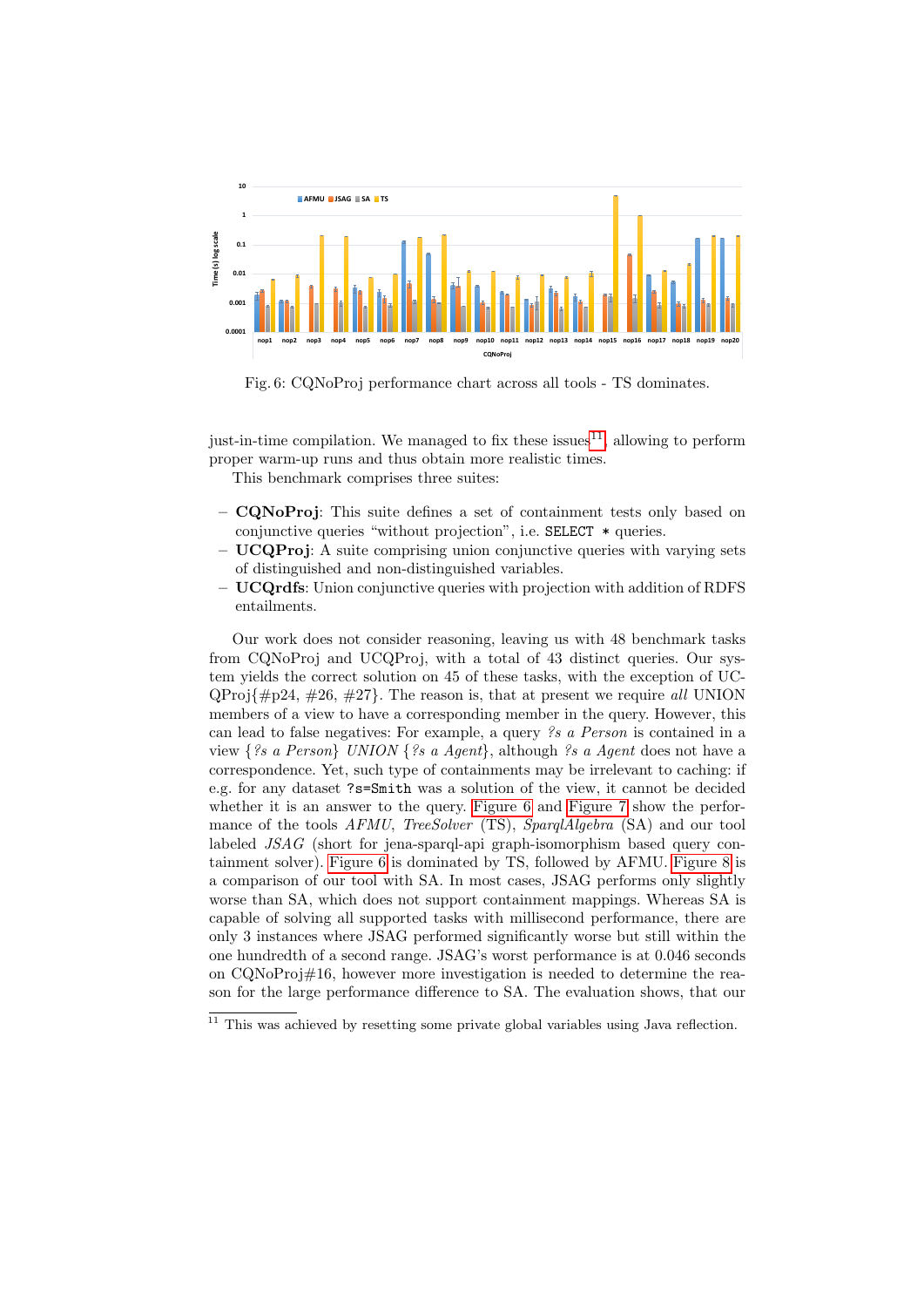Fig. 6: CQNoProj performance chart across all tools - TS dominates.

just-in-time compilation. We managed to fix these issues[11], allowing to perform proper warm-up runs and thus obtain more realistic times.

This benchmark comprises three suites:

- **CQNoProj**: This suite defines a set of containment tests only based on conjunctive queries "without projection", i.e. `SELECT *` queries.
- **UCQProj**: A suite comprising union conjunctive queries with varying sets of distinguished and non-distinguished variables.
- **UCQrdfs**: Union conjunctive queries with projection with addition of RDFS entailments.

Our work does not consider reasoning, leaving us with 48 benchmark tasks from CQNoProj and UCQProj, with a total of 43 distinct queries. Our system yields the correct solution on 45 of these tasks, with the exception of UCQProj{#p24, #26, #27}. The reason is, that at present we require *all* UNION members of a view to have a corresponding member in the query. However, this can lead to false negatives: For example, a query *?s a Person* is contained in a view {*?s a Person*} *UNION* {*?s a Agent*}, although *?s a Agent* does not have a correspondence. Yet, such type of containments may be irrelevant to caching: if e.g. for any dataset `?s=Smith` was a solution of the view, it cannot be decided whether it is an answer to the query. Figure 6 and Figure 7 show the performance of the tools *AFMU*, *TreeSolver* (TS), *SparqlAlgebra* (SA) and our tool labeled *JSAG* (short for jena-sparql-api graph-isomorphism based query containment solver). Figure 6 is dominated by TS, followed by AFMU. Figure 8 is a comparison of our tool with SA. In most cases, JSAG performs only slightly worse than SA, which does not support containment mappings. Whereas SA is capable of solving all supported tasks with millisecond performance, there are only 3 instances where JSAG performed significantly worse but still within the one hundredth of a second range. JSAG's worst performance is at 0.046 seconds on CQNoProj#16, however more investigation is needed to determine the reason for the large performance difference to SA. The evaluation shows, that our

[11] This was achieved by resetting some private global variables using Java reflection.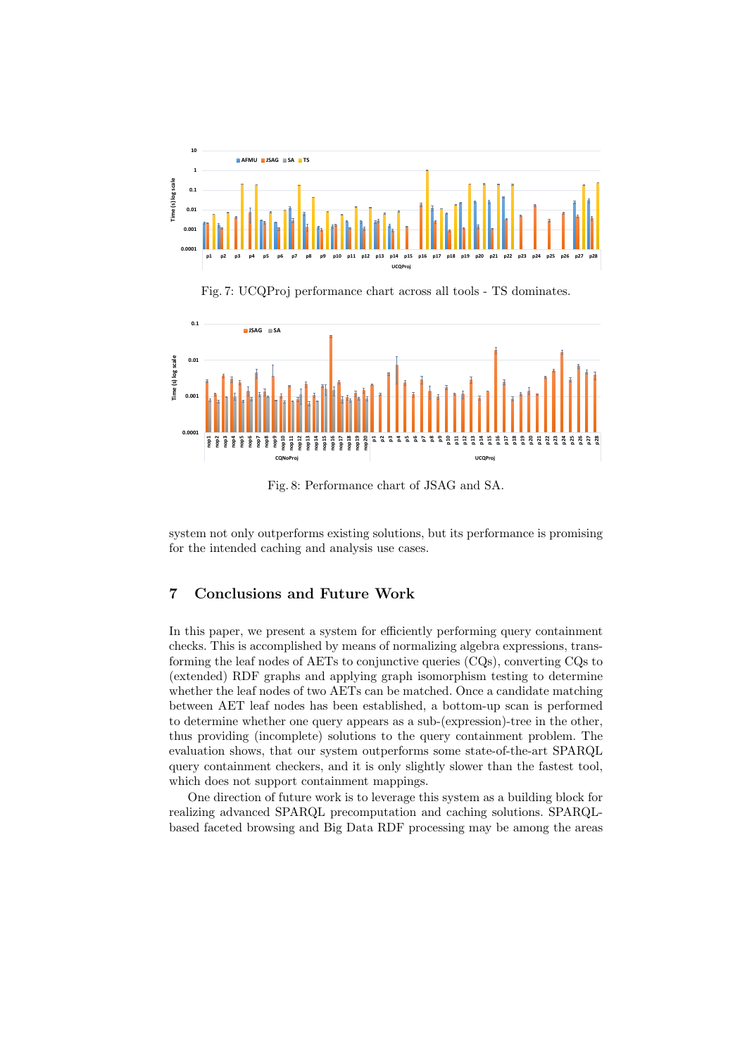Fig. 7: UCQProj performance chart across all tools - TS dominates.

Fig. 8: Performance chart of JSAG and SA.

system not only outperforms existing solutions, but its performance is promising for the intended caching and analysis use cases.

## 7 Conclusions and Future Work

In this paper, we present a system for efficiently performing query containment checks. This is accomplished by means of normalizing algebra expressions, transforming the leaf nodes of AETs to conjunctive queries (CQs), converting CQs to (extended) RDF graphs and applying graph isomorphism testing to determine whether the leaf nodes of two AETs can be matched. Once a candidate matching between AET leaf nodes has been established, a bottom-up scan is performed to determine whether one query appears as a sub-(expression)-tree in the other, thus providing (incomplete) solutions to the query containment problem. The evaluation shows, that our system outperforms some state-of-the-art SPARQL query containment checkers, and it is only slightly slower than the fastest tool, which does not support containment mappings.

One direction of future work is to leverage this system as a building block for realizing advanced SPARQL precomputation and caching solutions. SPARQL-based faceted browsing and Big Data RDF processing may be among the areas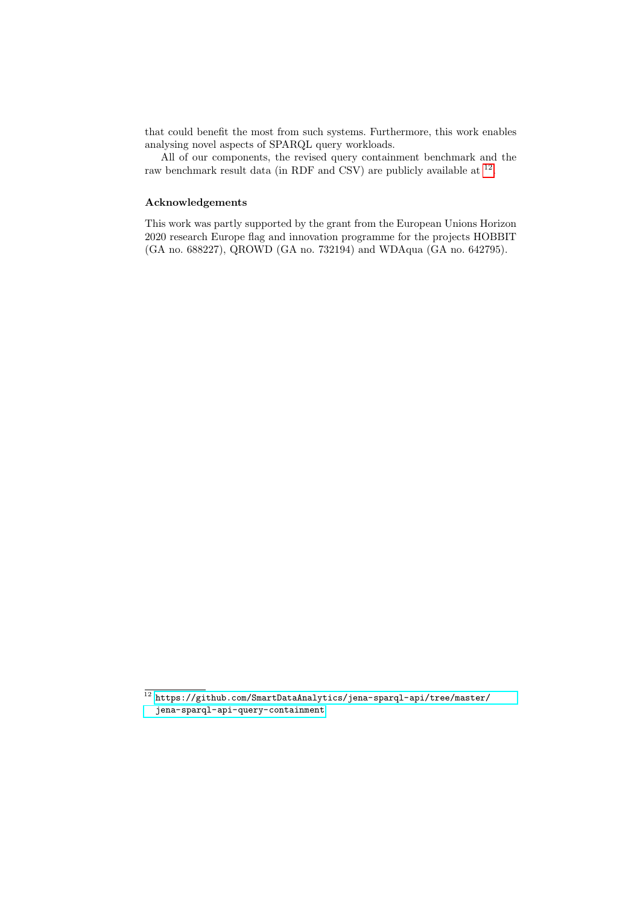that could benefit the most from such systems. Furthermore, this work enables analysing novel aspects of SPARQL query workloads.

All of our components, the revised query containment benchmark and the raw benchmark result data (in RDF and CSV) are publicly available at [12]

### Acknowledgements

This work was partly supported by the grant from the European Unions Horizon 2020 research Europe flag and innovation programme for the projects HOBBIT (GA no. 688227), QROWD (GA no. 732194) and WDAqua (GA no. 642795).

---

[12] https://github.com/SmartDataAnalytics/jena-sparql-api/tree/master/jena-sparql-api-query-containment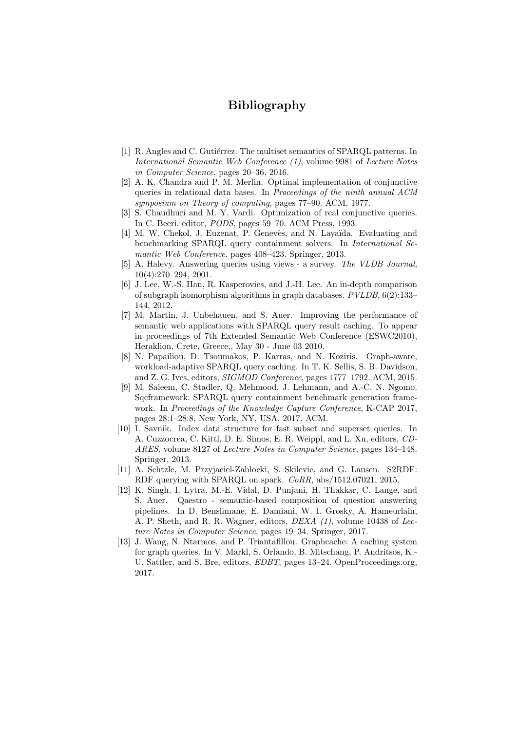# Bibliography

[1] R. Angles and C. Gutiérrez. The multiset semantics of SPARQL patterns. In *International Semantic Web Conference (1)*, volume 9981 of *Lecture Notes in Computer Science*, pages 20–36, 2016.

[2] A. K. Chandra and P. M. Merlin. Optimal implementation of conjunctive queries in relational data bases. In *Proceedings of the ninth annual ACM symposium on Theory of computing*, pages 77–90. ACM, 1977.

[3] S. Chaudhuri and M. Y. Vardi. Optimization of real conjunctive queries. In C. Beeri, editor, *PODS*, pages 59–70. ACM Press, 1993.

[4] M. W. Chekol, J. Euzenat, P. Genevès, and N. Layaïda. Evaluating and benchmarking SPARQL query containment solvers. In *International Semantic Web Conference*, pages 408–423. Springer, 2013.

[5] A. Halevy. Answering queries using views - a survey. *The VLDB Journal*, 10(4):270–294, 2001.

[6] J. Lee, W.-S. Han, R. Kasperovics, and J.-H. Lee. An in-depth comparison of subgraph isomorphism algorithms in graph databases. *PVLDB*, 6(2):133–144, 2012.

[7] M. Martin, J. Unbehauen, and S. Auer. Improving the performance of semantic web applications with SPARQL query result caching. To appear in proceedings of 7th Extended Semantic Web Conference (ESWC2010), Heraklion, Crete, Greece,, May 30 - June 03 2010.

[8] N. Papailiou, D. Tsoumakos, P. Karras, and N. Koziris. Graph-aware, workload-adaptive SPARQL query caching. In T. K. Sellis, S. B. Davidson, and Z. G. Ives, editors, *SIGMOD Conference*, pages 1777–1792. ACM, 2015.

[9] M. Saleem, C. Stadler, Q. Mehmood, J. Lehmann, and A.-C. N. Ngomo. Sqcframework: SPARQL query containment benchmark generation framework. In *Proceedings of the Knowledge Capture Conference*, K-CAP 2017, pages 28:1–28:8, New York, NY, USA, 2017. ACM.

[10] I. Savnik. Index data structure for fast subset and superset queries. In A. Cuzzocrea, C. Kittl, D. E. Simos, E. R. Weippl, and L. Xu, editors, *CD-ARES*, volume 8127 of *Lecture Notes in Computer Science*, pages 134–148. Springer, 2013.

[11] A. Schtzle, M. Przyjaciel-Zablocki, S. Skilevic, and G. Lausen. S2RDF: RDF querying with SPARQL on spark. *CoRR*, abs/1512.07021, 2015.

[12] K. Singh, I. Lytra, M.-E. Vidal, D. Punjani, H. Thakkar, C. Lange, and S. Auer. Qaestro - semantic-based composition of question answering pipelines. In D. Benslimane, E. Damiani, W. I. Grosky, A. Hameurlain, A. P. Sheth, and R. R. Wagner, editors, *DEXA (1)*, volume 10438 of *Lecture Notes in Computer Science*, pages 19–34. Springer, 2017.

[13] J. Wang, N. Ntarmos, and P. Triantafillou. Graphcache: A caching system for graph queries. In V. Markl, S. Orlando, B. Mitschang, P. Andritsos, K.-U. Sattler, and S. Bre, editors, *EDBT*, pages 13–24. OpenProceedings.org, 2017.